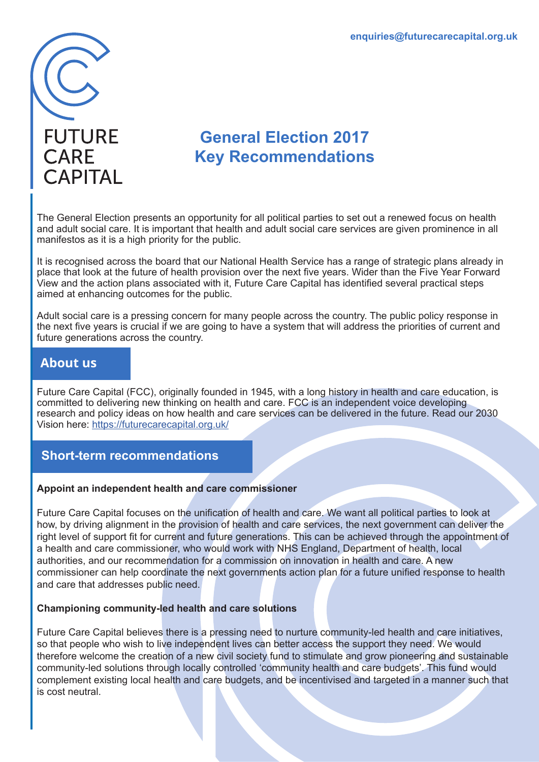enquiries@futurecarecapital.org.uk

FUTURE CARE CAPITAL

# General Election 2017 Key Recommendations

The General Election presents an opportunity for all political parties to set out a renewed focus on health and adult social care. It is important that health and adult social care services are given prominence in all manifestos as it is a high priority for the public.

It is recognised across the board that our National Health Service has a range of strategic plans already in place that look at the future of health provision over the next five years. Wider than the Five Year Forward View and the action plans associated with it, Future Care Capital has identified several practical steps aimed at enhancing outcomes for the public.

Adult social care is a pressing concern for many people across the country. The public policy response in the next five years is crucial if we are going to have a system that will address the priorities of current and future generations across the country.

## About us

Future Care Capital (FCC), originally founded in 1945, with a long history in health and care education, is committed to delivering new thinking on health and care. FCC is an independent voice developing research and policy ideas on how health and care services can be delivered in the future. Read our 2030 Vision here: https://futurecarecapital.org.uk/

## Short-term recommendations

**Appoint an independent health and care commissioner**

Future Care Capital focuses on the unification of health and care. We want all political parties to look at how, by driving alignment in the provision of health and care services, the next government can deliver the right level of support fit for current and future generations. This can be achieved through the appointment of a health and care commissioner, who would work with NHS England, Department of health, local authorities, and our recommendation for a commission on innovation in health and care. A new commissioner can help coordinate the next governments action plan for a future unified response to health and care that addresses public need.

**Championing community-led health and care solutions**

Future Care Capital believes there is a pressing need to nurture community-led health and care initiatives, so that people who wish to live independent lives can better access the support they need. We would therefore welcome the creation of a new civil society fund to stimulate and grow pioneering and sustainable community-led solutions through locally controlled 'community health and care budgets'. This fund would complement existing local health and care budgets, and be incentivised and targeted in a manner such that is cost neutral.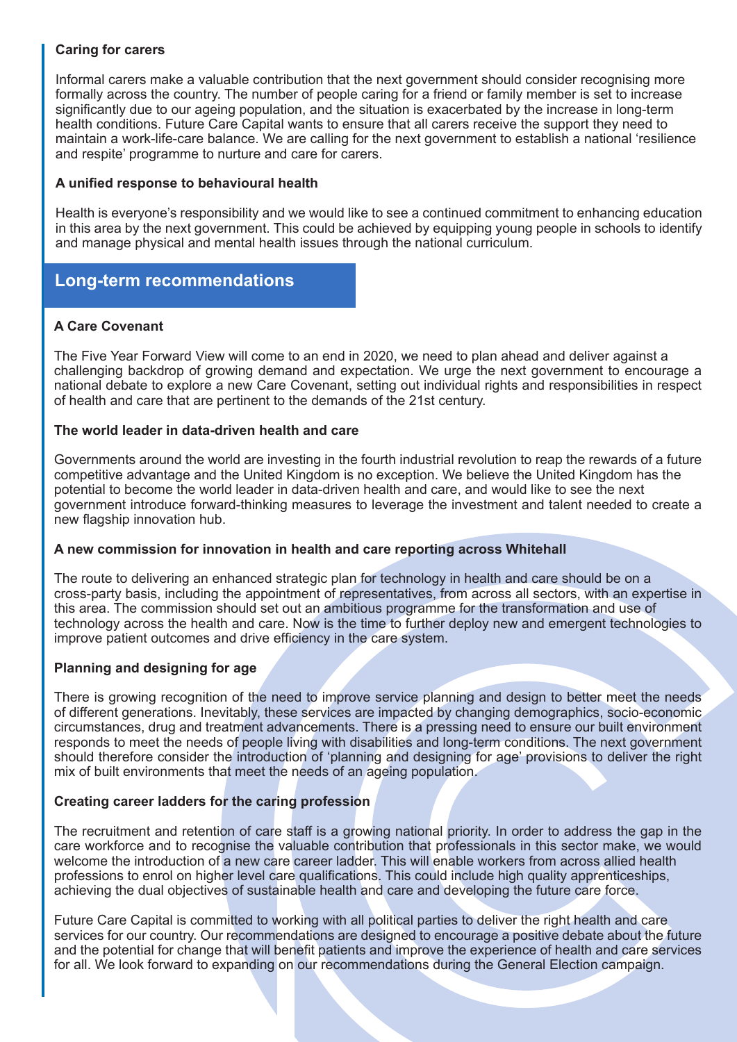**Caring for carers**

Informal carers make a valuable contribution that the next government should consider recognising more formally across the country. The number of people caring for a friend or family member is set to increase significantly due to our ageing population, and the situation is exacerbated by the increase in long-term health conditions. Future Care Capital wants to ensure that all carers receive the support they need to maintain a work-life-care balance. We are calling for the next government to establish a national 'resilience and respite' programme to nurture and care for carers.

**A unified response to behavioural health**

Health is everyone's responsibility and we would like to see a continued commitment to enhancing education in this area by the next government. This could be achieved by equipping young people in schools to identify and manage physical and mental health issues through the national curriculum.

## Long-term recommendations

**A Care Covenant**

The Five Year Forward View will come to an end in 2020, we need to plan ahead and deliver against a challenging backdrop of growing demand and expectation. We urge the next government to encourage a national debate to explore a new Care Covenant, setting out individual rights and responsibilities in respect of health and care that are pertinent to the demands of the 21st century.

**The world leader in data-driven health and care**

Governments around the world are investing in the fourth industrial revolution to reap the rewards of a future competitive advantage and the United Kingdom is no exception. We believe the United Kingdom has the potential to become the world leader in data-driven health and care, and would like to see the next government introduce forward-thinking measures to leverage the investment and talent needed to create a new flagship innovation hub.

**A new commission for innovation in health and care reporting across Whitehall**

The route to delivering an enhanced strategic plan for technology in health and care should be on a cross-party basis, including the appointment of representatives, from across all sectors, with an expertise in this area. The commission should set out an ambitious programme for the transformation and use of technology across the health and care. Now is the time to further deploy new and emergent technologies to improve patient outcomes and drive efficiency in the care system.

**Planning and designing for age**

There is growing recognition of the need to improve service planning and design to better meet the needs of different generations. Inevitably, these services are impacted by changing demographics, socio-economic circumstances, drug and treatment advancements. There is a pressing need to ensure our built environment responds to meet the needs of people living with disabilities and long-term conditions. The next government should therefore consider the introduction of 'planning and designing for age' provisions to deliver the right mix of built environments that meet the needs of an ageing population.

**Creating career ladders for the caring profession**

The recruitment and retention of care staff is a growing national priority. In order to address the gap in the care workforce and to recognise the valuable contribution that professionals in this sector make, we would welcome the introduction of a new care career ladder. This will enable workers from across allied health professions to enrol on higher level care qualifications. This could include high quality apprenticeships, achieving the dual objectives of sustainable health and care and developing the future care force.

Future Care Capital is committed to working with all political parties to deliver the right health and care services for our country. Our recommendations are designed to encourage a positive debate about the future and the potential for change that will benefit patients and improve the experience of health and care services for all. We look forward to expanding on our recommendations during the General Election campaign.